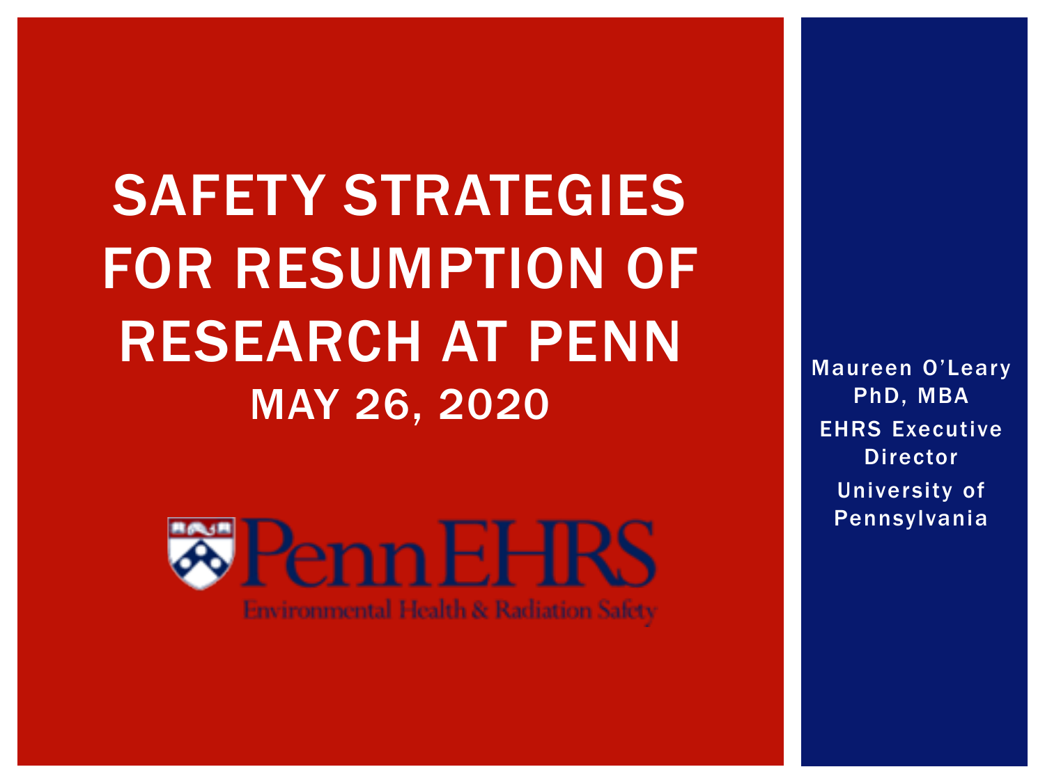# SAFETY STRATEGIES FOR RESUMPTION OF RESEARCH AT PENN

## MAY 26, 2020

PennEHRS

Environmental Health & Radiation Safety

Maureen O'Leary
PhD, MBA

EHRS Executive Director

University of Pennsylvania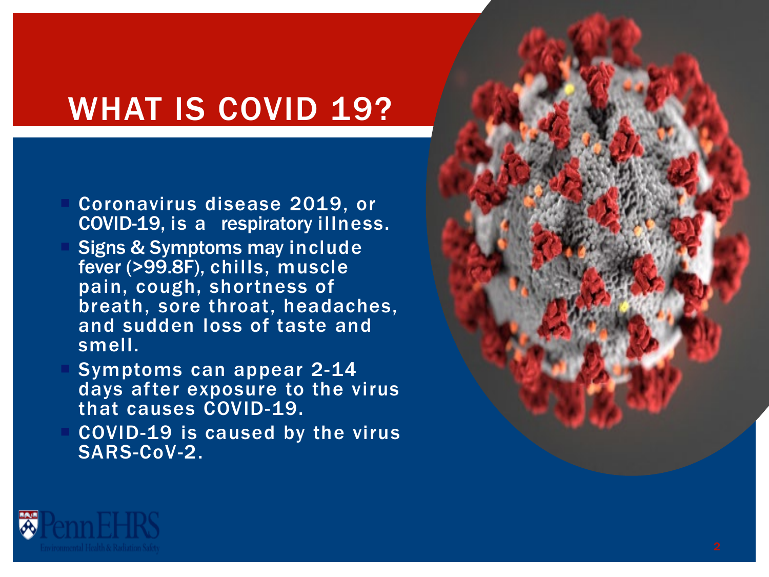# WHAT IS COVID 19?

- Coronavirus disease 2019, or COVID-19, is a respiratory illness.
- Signs & Symptoms may include fever (>99.8F), chills, muscle pain, cough, shortness of breath, sore throat, headaches, and sudden loss of taste and smell.
- Symptoms can appear 2-14 days after exposure to the virus that causes COVID-19.
- COVID-19 is caused by the virus SARS-CoV-2.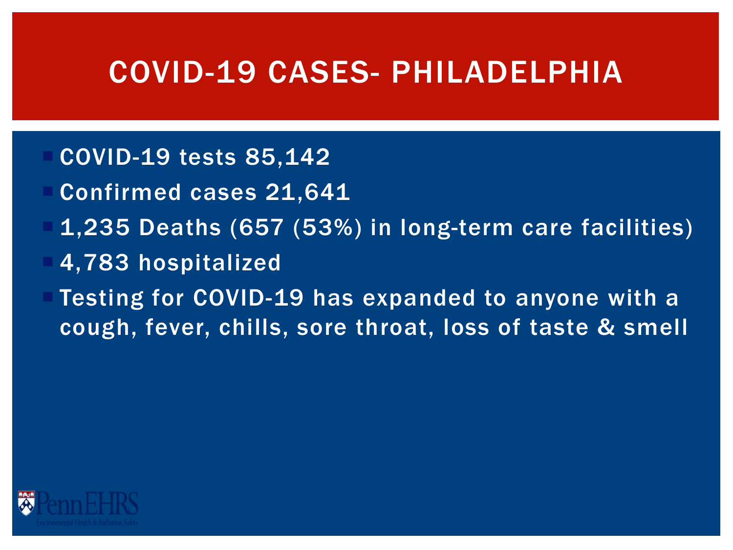# COVID-19 CASES- PHILADELPHIA

- COVID-19 tests 85,142
- Confirmed cases 21,641
- 1,235 Deaths (657 (53%) in long-term care facilities)
- 4,783 hospitalized
- Testing for COVID-19 has expanded to anyone with a cough, fever, chills, sore throat, loss of taste & smell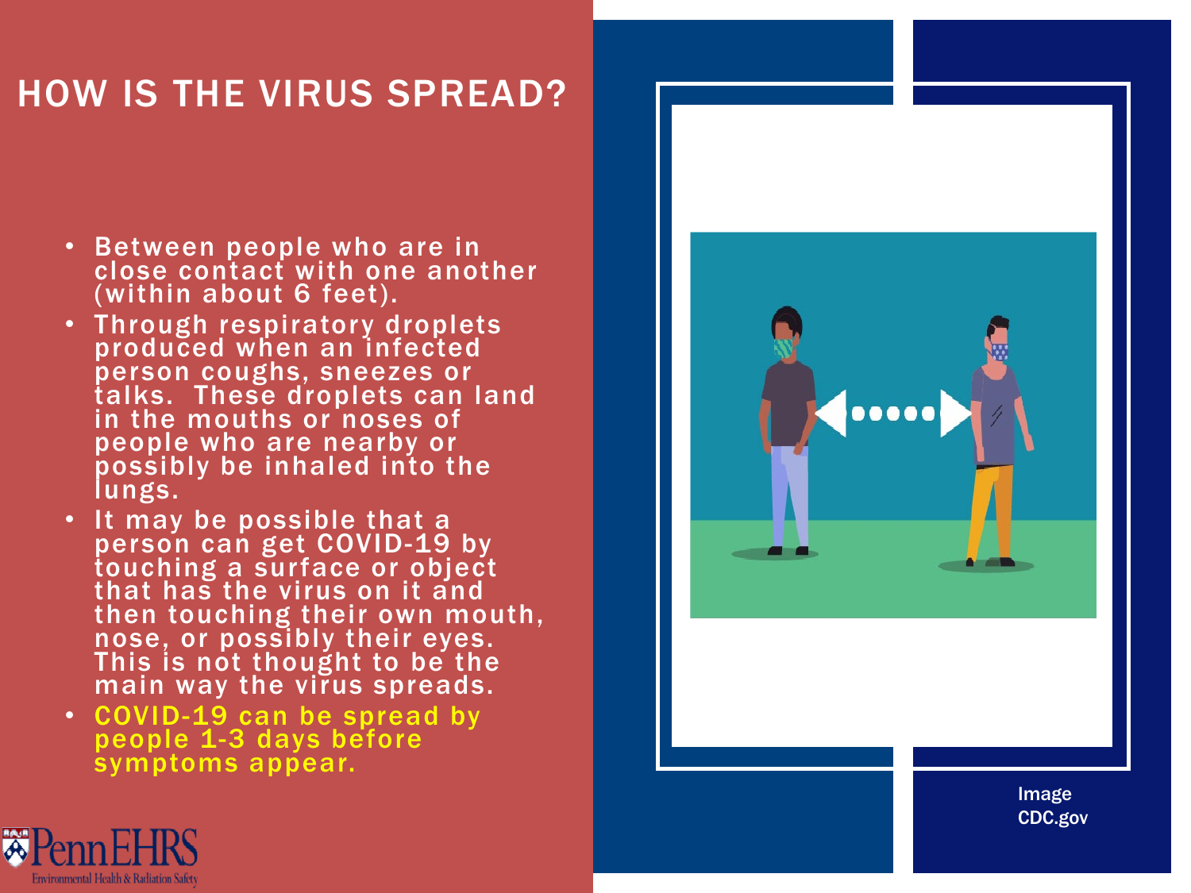# HOW IS THE VIRUS SPREAD?

- Between people who are in close contact with one another (within about 6 feet).
- Through respiratory droplets produced when an infected person coughs, sneezes or talks. These droplets can land in the mouths or noses of people who are nearby or possibly be inhaled into the lungs.
- It may be possible that a person can get COVID-19 by touching a surface or object that has the virus on it and then touching their own mouth, nose, or possibly their eyes. This is not thought to be the main way the virus spreads.
- COVID-19 can be spread by people 1-3 days before symptoms appear.

Image CDC.gov

PennEHRS
Environmental Health & Radiation Safety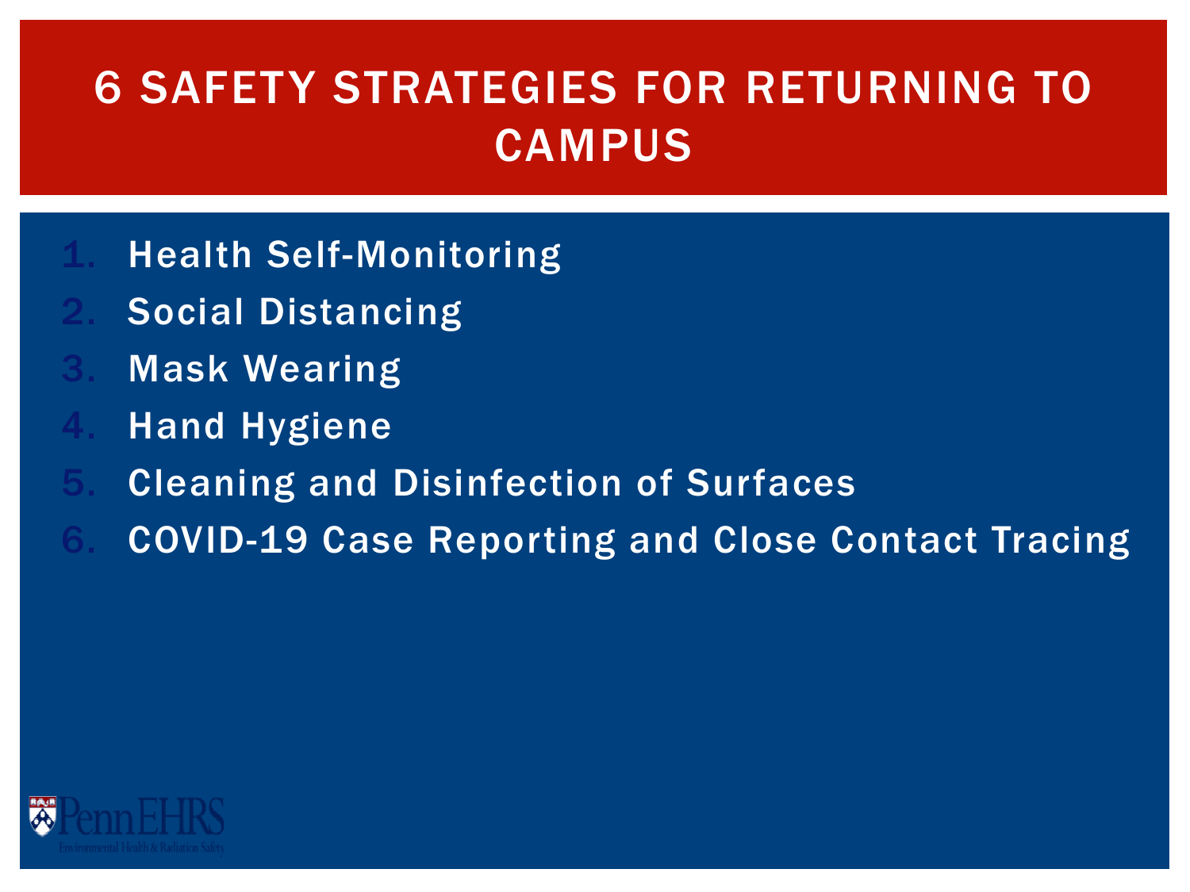# 6 SAFETY STRATEGIES FOR RETURNING TO CAMPUS

1. Health Self-Monitoring
2. Social Distancing
3. Mask Wearing
4. Hand Hygiene
5. Cleaning and Disinfection of Surfaces
6. COVID-19 Case Reporting and Close Contact Tracing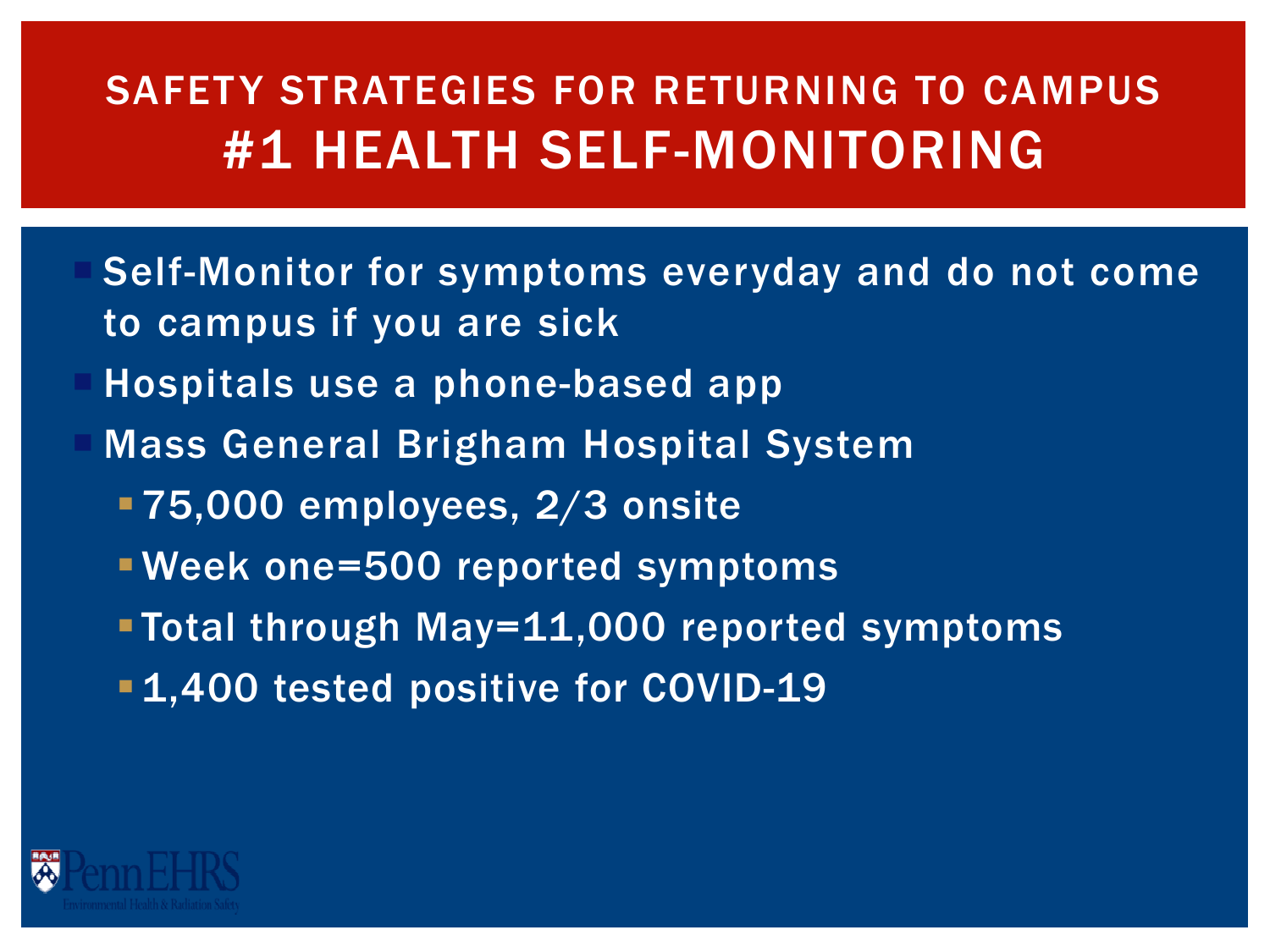# SAFETY STRATEGIES FOR RETURNING TO CAMPUS
# #1 HEALTH SELF-MONITORING

- Self-Monitor for symptoms everyday and do not come to campus if you are sick
- Hospitals use a phone-based app
- Mass General Brigham Hospital System
  - 75,000 employees, 2/3 onsite
  - Week one=500 reported symptoms
  - Total through May=11,000 reported symptoms
  - 1,400 tested positive for COVID-19

PennEHRS
Environmental Health & Radiation Safety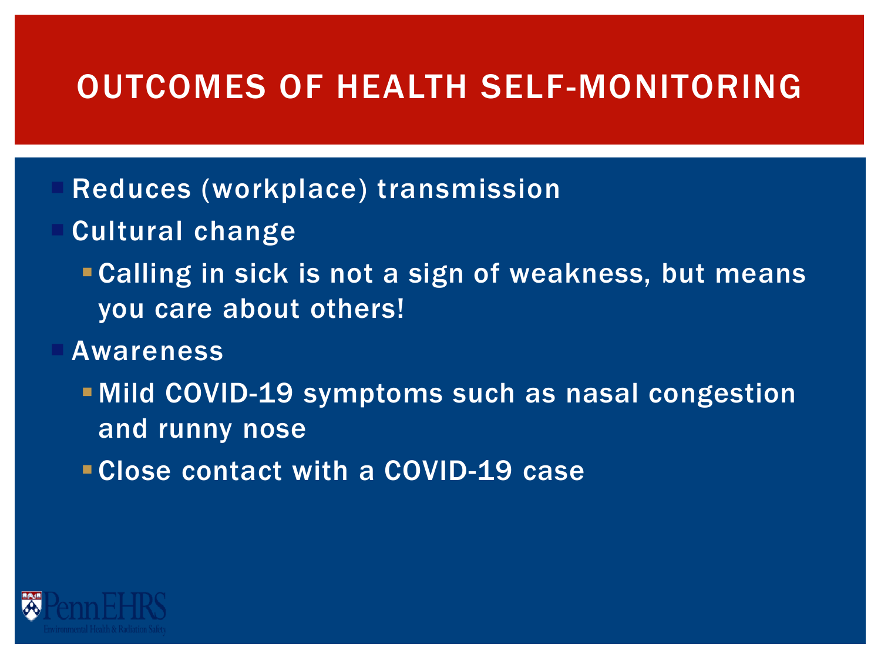# OUTCOMES OF HEALTH SELF-MONITORING

- Reduces (workplace) transmission
- Cultural change
  - Calling in sick is not a sign of weakness, but means you care about others!
- Awareness
  - Mild COVID-19 symptoms such as nasal congestion and runny nose
  - Close contact with a COVID-19 case

PennEHRS
Environmental Health & Radiation Safety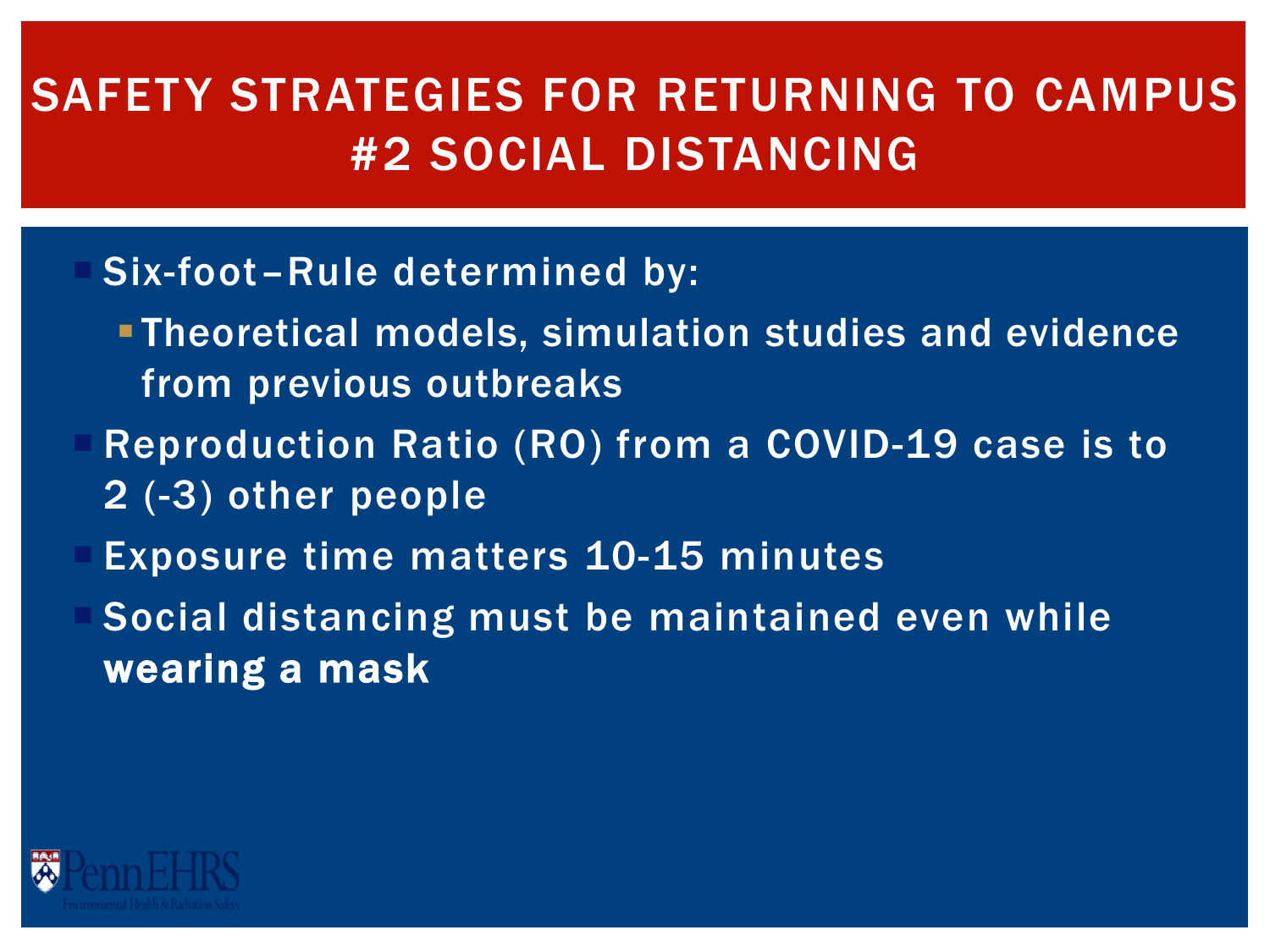# SAFETY STRATEGIES FOR RETURNING TO CAMPUS #2 SOCIAL DISTANCING

- Six-foot–Rule determined by:
  - Theoretical models, simulation studies and evidence from previous outbreaks
- Reproduction Ratio (RO) from a COVID-19 case is to 2 (-3) other people
- Exposure time matters 10-15 minutes
- Social distancing must be maintained even while **wearing a mask**

PennEHRS
Environmental Health & Radiation Safety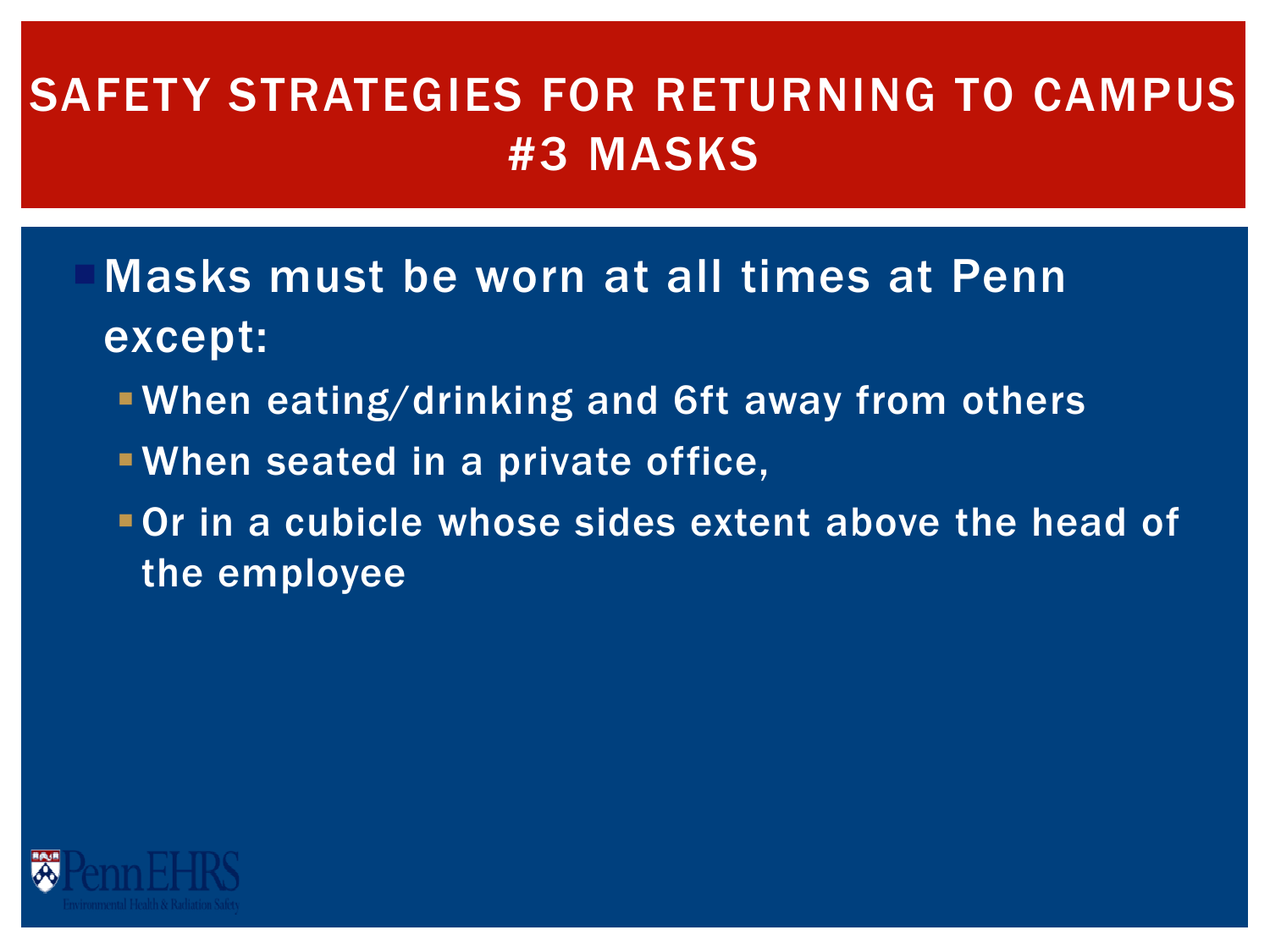# SAFETY STRATEGIES FOR RETURNING TO CAMPUS #3 MASKS

- Masks must be worn at all times at Penn except:
  - When eating/drinking and 6ft away from others
  - When seated in a private office,
  - Or in a cubicle whose sides extent above the head of the employee

PennEHRS Environmental Health & Radiation Safety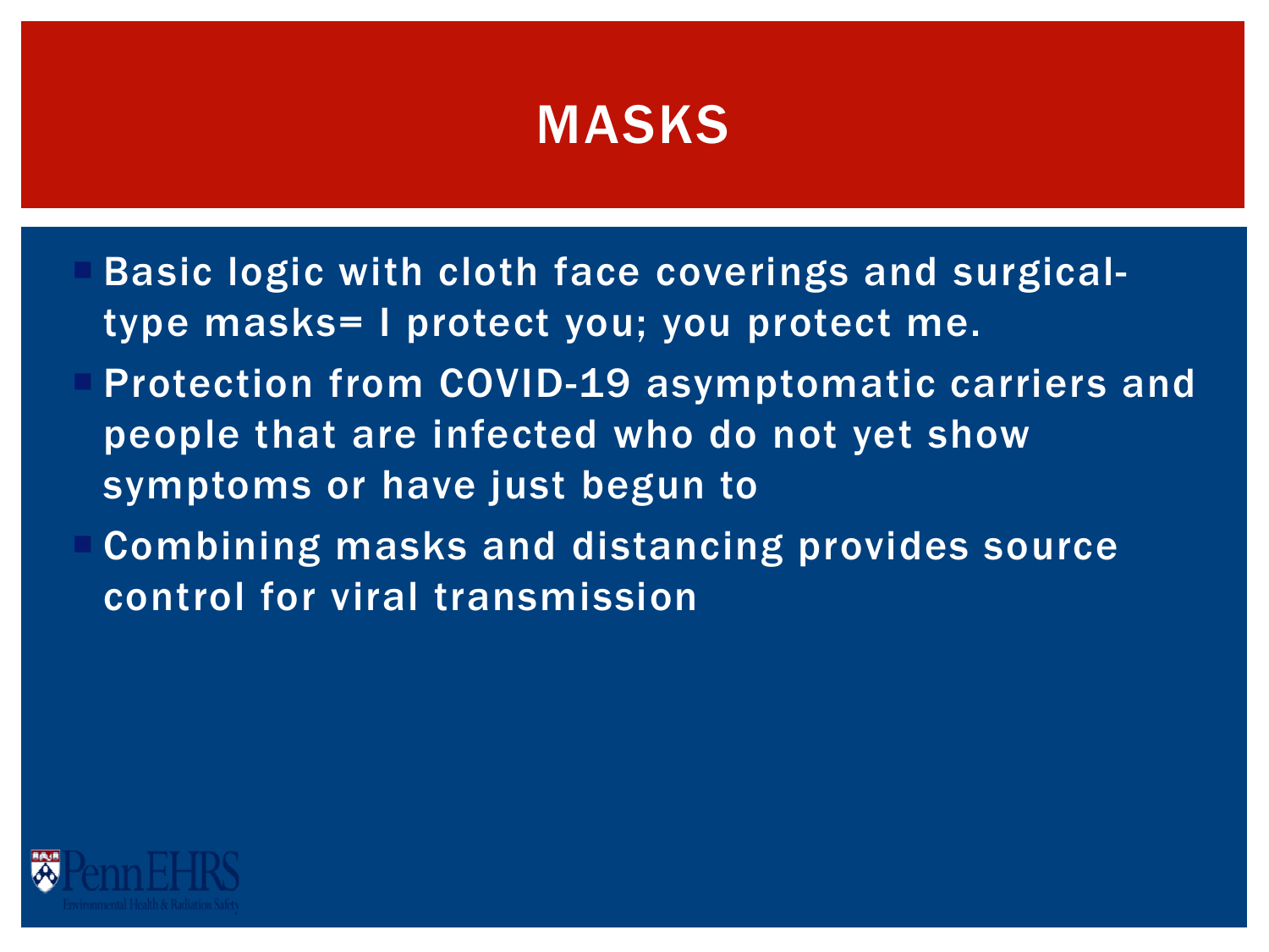# MASKS

- Basic logic with cloth face coverings and surgical-type masks= I protect you; you protect me.
- Protection from COVID-19 asymptomatic carriers and people that are infected who do not yet show symptoms or have just begun to
- Combining masks and distancing provides source control for viral transmission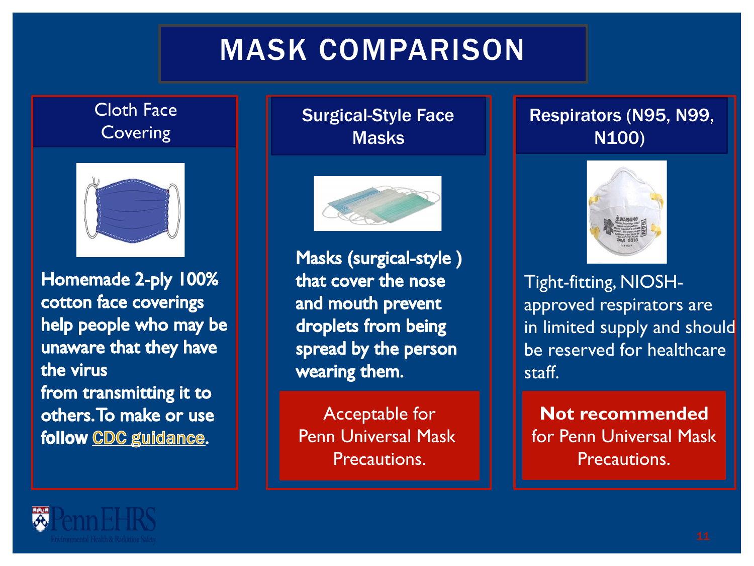# MASK COMPARISON

## Cloth Face Covering

**Homemade 2-ply 100% cotton face coverings help people who may be unaware that they have the virus from transmitting it to others. To make or use follow CDC guidance.**

## Surgical-Style Face Masks

**Masks (surgical-style ) that cover the nose and mouth prevent droplets from being spread by the person wearing them.**

Acceptable for Penn Universal Mask Precautions.

## Respirators (N95, N99, N100)

Tight-fitting, NIOSH-approved respirators are in limited supply and should be reserved for healthcare staff.

**Not recommended** for Penn Universal Mask Precautions.

PennEHRS
Environmental Health & Radiation Safety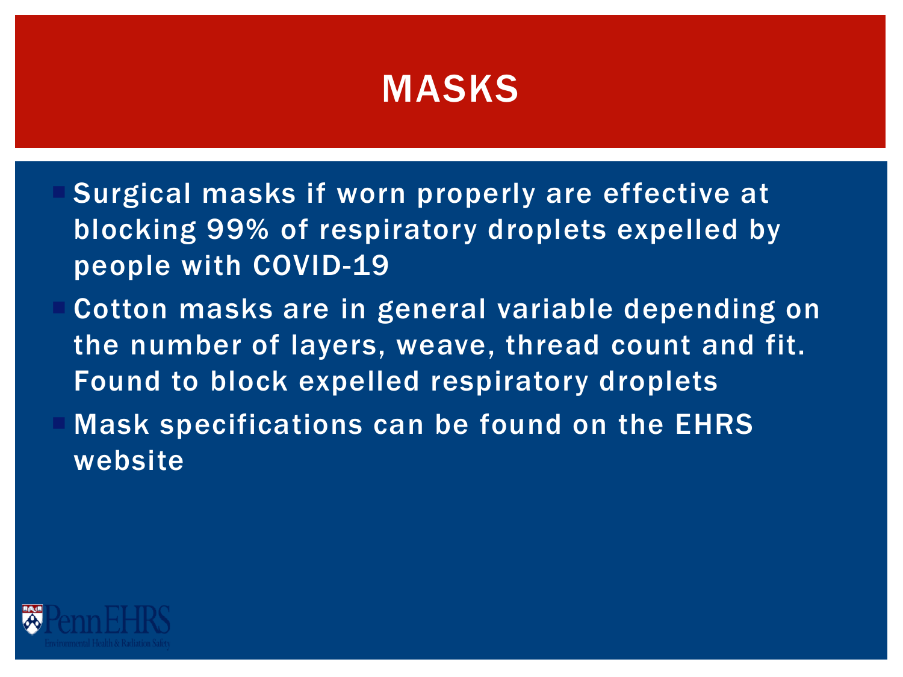# MASKS

- Surgical masks if worn properly are effective at blocking 99% of respiratory droplets expelled by people with COVID-19
- Cotton masks are in general variable depending on the number of layers, weave, thread count and fit. Found to block expelled respiratory droplets
- Mask specifications can be found on the EHRS website

PennEHRS
Environmental Health & Radiation Safety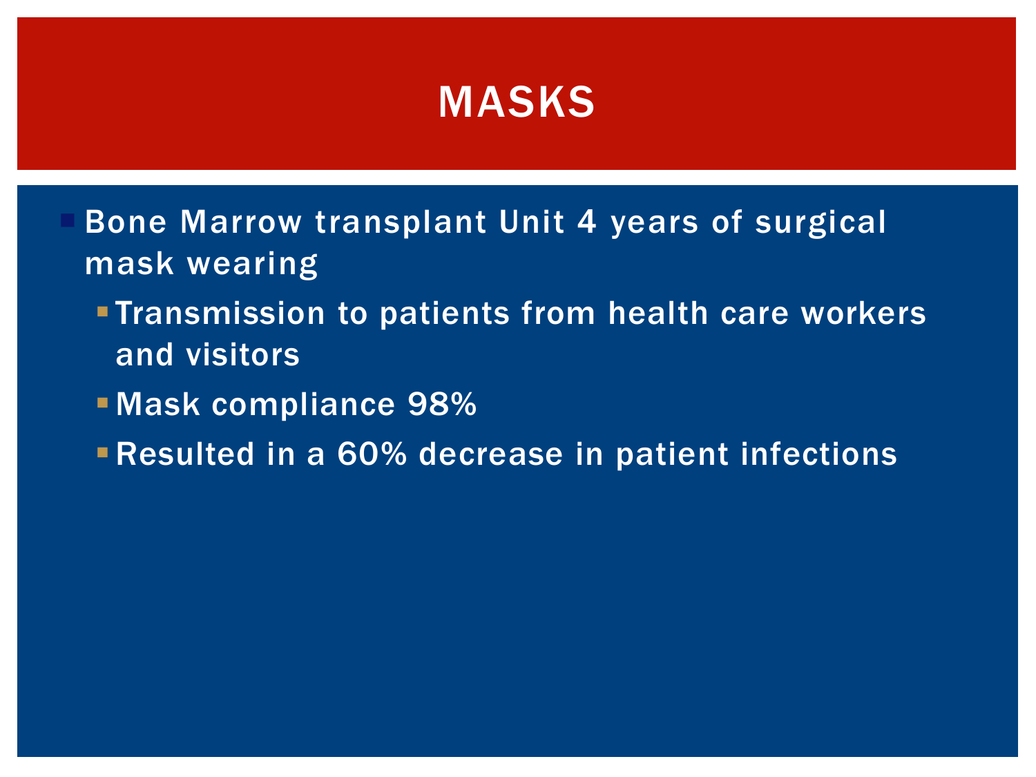# MASKS

- Bone Marrow transplant Unit 4 years of surgical mask wearing
  - Transmission to patients from health care workers and visitors
  - Mask compliance 98%
  - Resulted in a 60% decrease in patient infections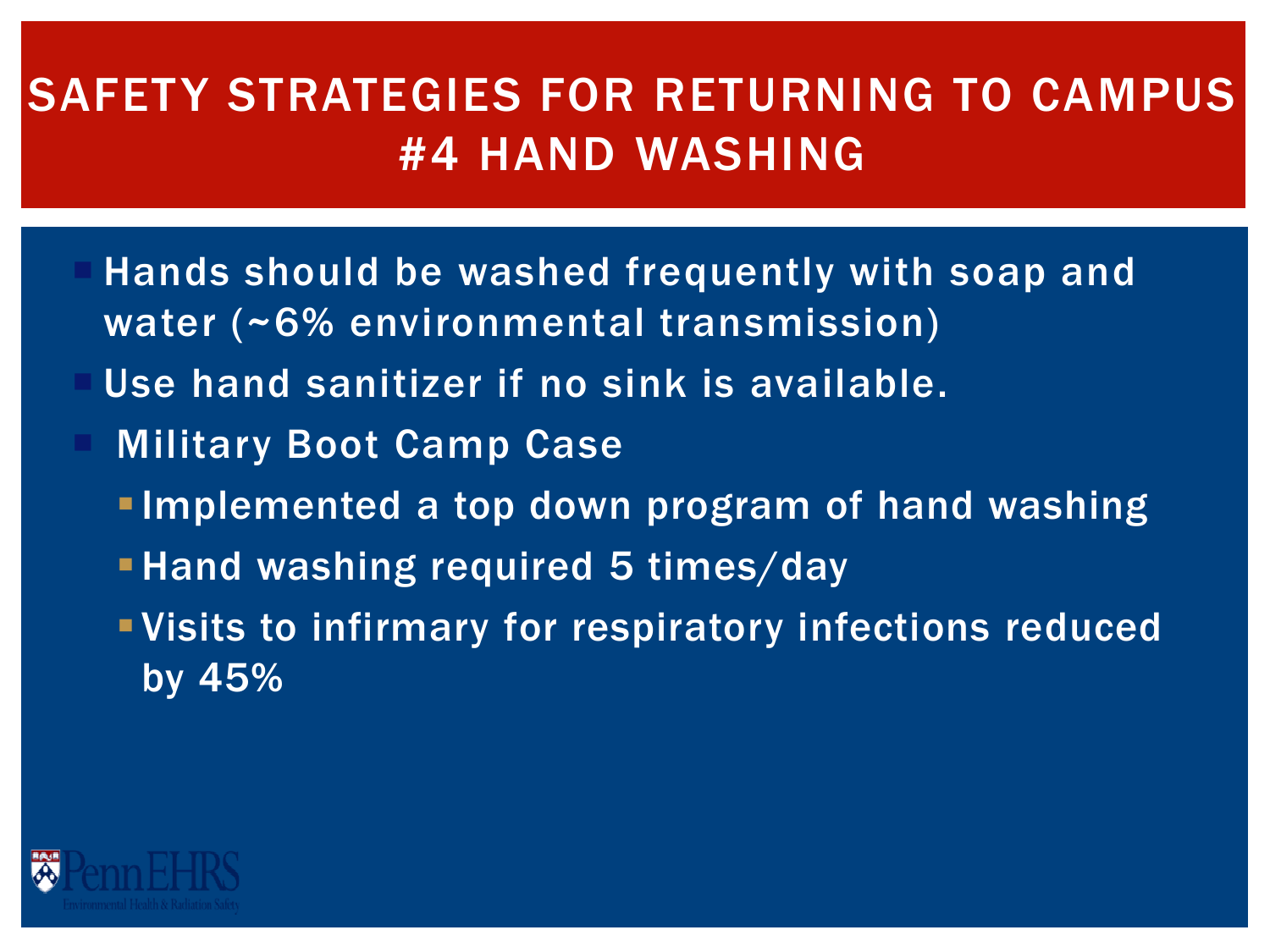# SAFETY STRATEGIES FOR RETURNING TO CAMPUS #4 HAND WASHING

- Hands should be washed frequently with soap and water (~6% environmental transmission)
- Use hand sanitizer if no sink is available.
- Military Boot Camp Case
  - Implemented a top down program of hand washing
  - Hand washing required 5 times/day
  - Visits to infirmary for respiratory infections reduced by 45%

PennEHRS
Environmental Health & Radiation Safety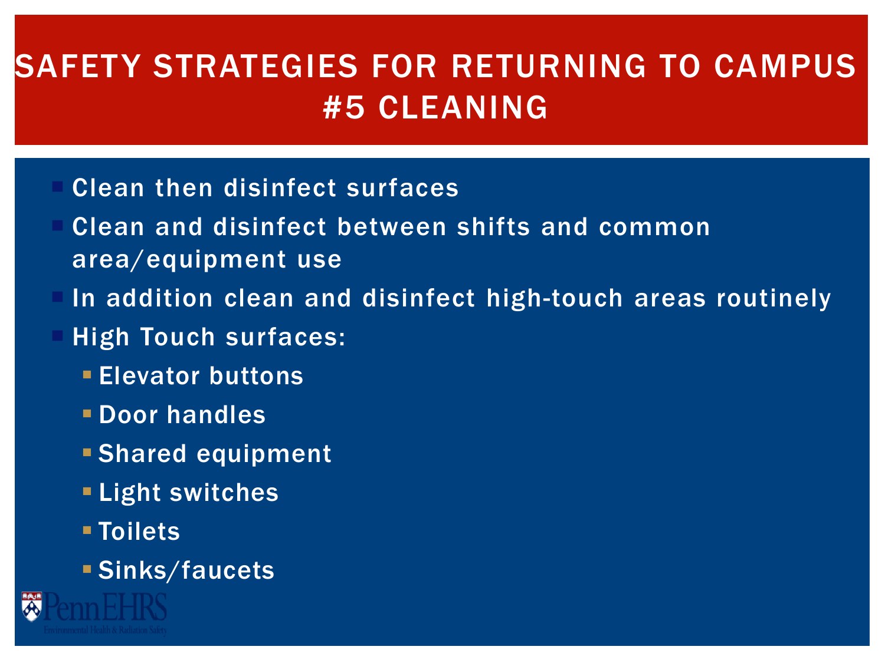# SAFETY STRATEGIES FOR RETURNING TO CAMPUS #5 CLEANING

- Clean then disinfect surfaces
- Clean and disinfect between shifts and common area/equipment use
- In addition clean and disinfect high-touch areas routinely
- High Touch surfaces:
  - Elevator buttons
  - Door handles
  - Shared equipment
  - Light switches
  - Toilets
  - Sinks/faucets

PennEHRS
Environmental Health & Radiation Safety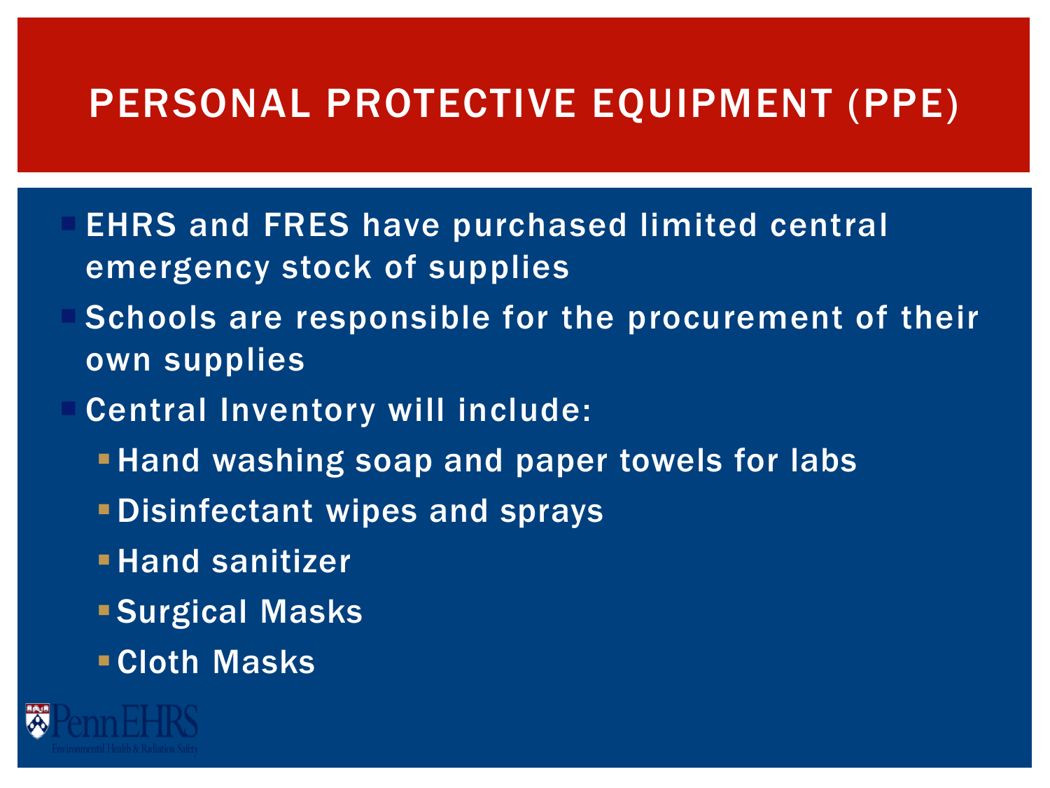# PERSONAL PROTECTIVE EQUIPMENT (PPE)

- EHRS and FRES have purchased limited central emergency stock of supplies
- Schools are responsible for the procurement of their own supplies
- Central Inventory will include:
  - Hand washing soap and paper towels for labs
  - Disinfectant wipes and sprays
  - Hand sanitizer
  - Surgical Masks
  - Cloth Masks

PennEHRS
Environmental Health & Radiation Safety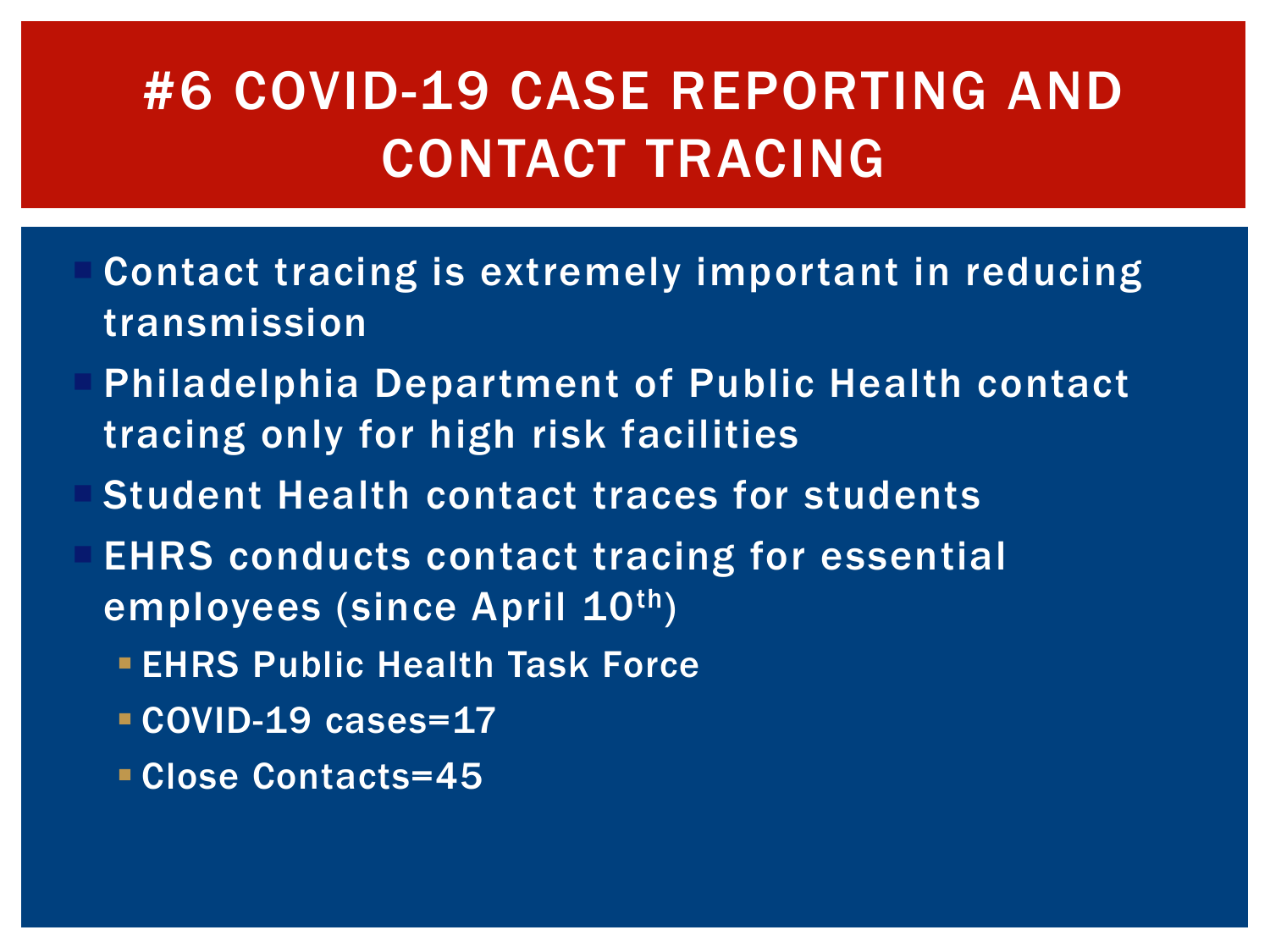# #6 COVID-19 CASE REPORTING AND CONTACT TRACING

- Contact tracing is extremely important in reducing transmission
- Philadelphia Department of Public Health contact tracing only for high risk facilities
- Student Health contact traces for students
- EHRS conducts contact tracing for essential employees (since April 10th)
  - EHRS Public Health Task Force
  - COVID-19 cases=17
  - Close Contacts=45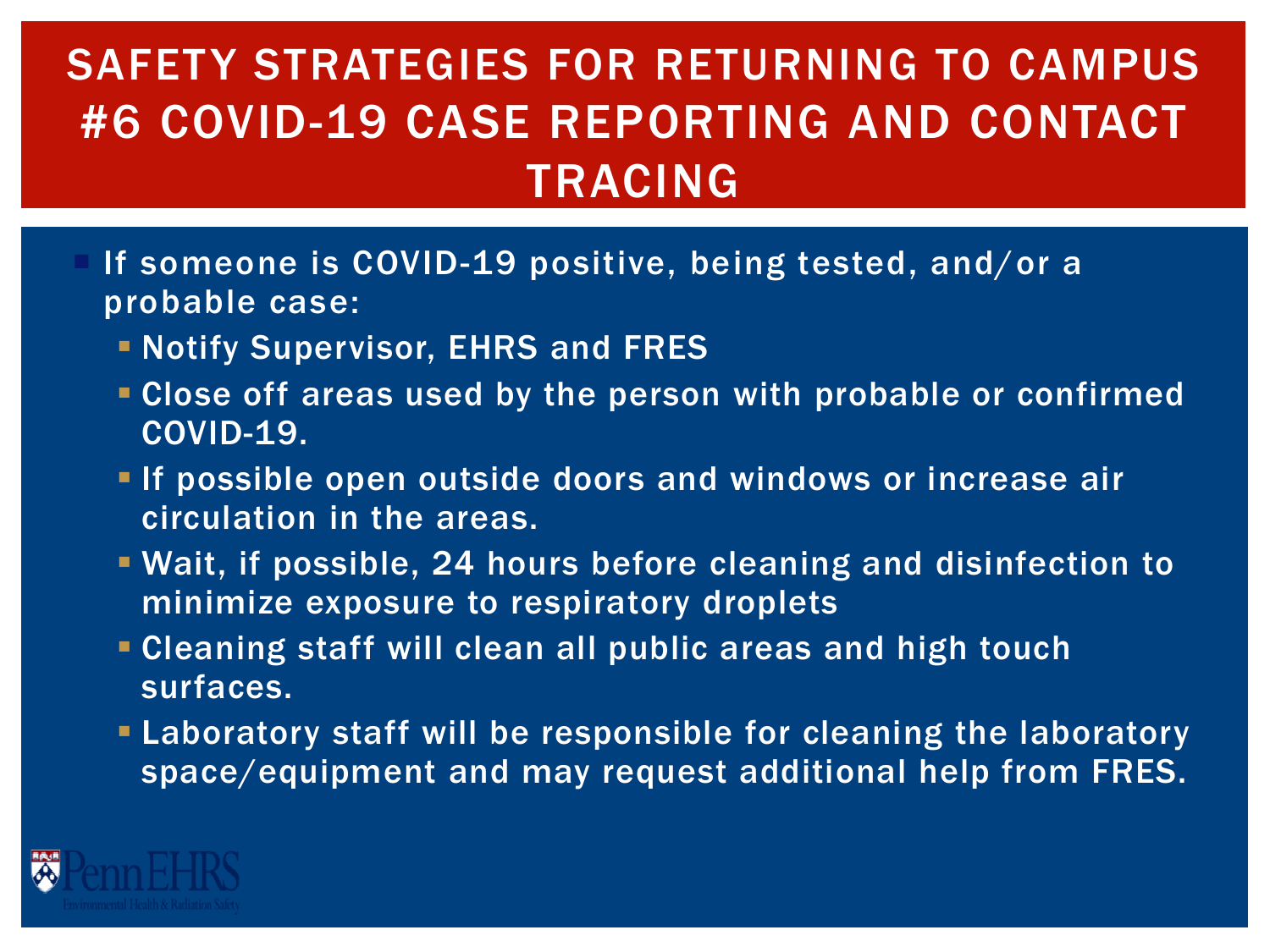# SAFETY STRATEGIES FOR RETURNING TO CAMPUS #6 COVID-19 CASE REPORTING AND CONTACT TRACING

- If someone is COVID-19 positive, being tested, and/or a probable case:
  - Notify Supervisor, EHRS and FRES
  - Close off areas used by the person with probable or confirmed COVID-19.
  - If possible open outside doors and windows or increase air circulation in the areas.
  - Wait, if possible, 24 hours before cleaning and disinfection to minimize exposure to respiratory droplets
  - Cleaning staff will clean all public areas and high touch surfaces.
  - Laboratory staff will be responsible for cleaning the laboratory space/equipment and may request additional help from FRES.

Penn EHRS
Environmental Health & Radiation Safety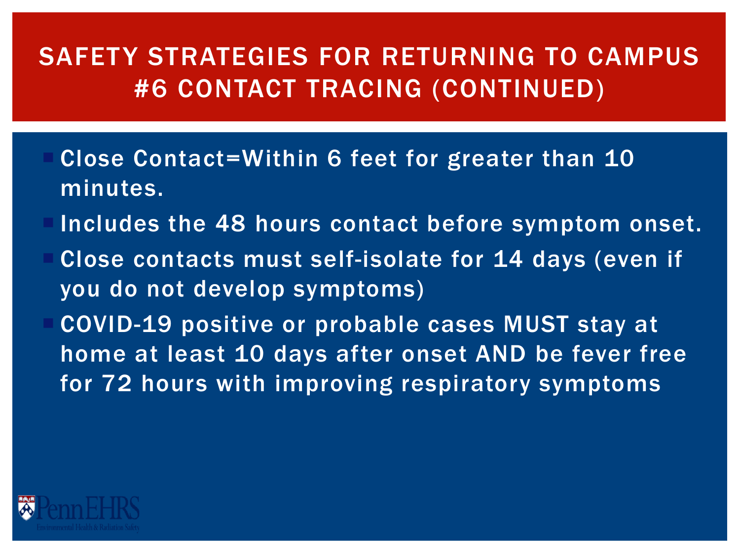# SAFETY STRATEGIES FOR RETURNING TO CAMPUS #6 CONTACT TRACING (CONTINUED)

- Close Contact=Within 6 feet for greater than 10 minutes.
- Includes the 48 hours contact before symptom onset.
- Close contacts must self-isolate for 14 days (even if you do not develop symptoms)
- COVID-19 positive or probable cases MUST stay at home at least 10 days after onset AND be fever free for 72 hours with improving respiratory symptoms

PennEHRS
Environmental Health & Radiation Safety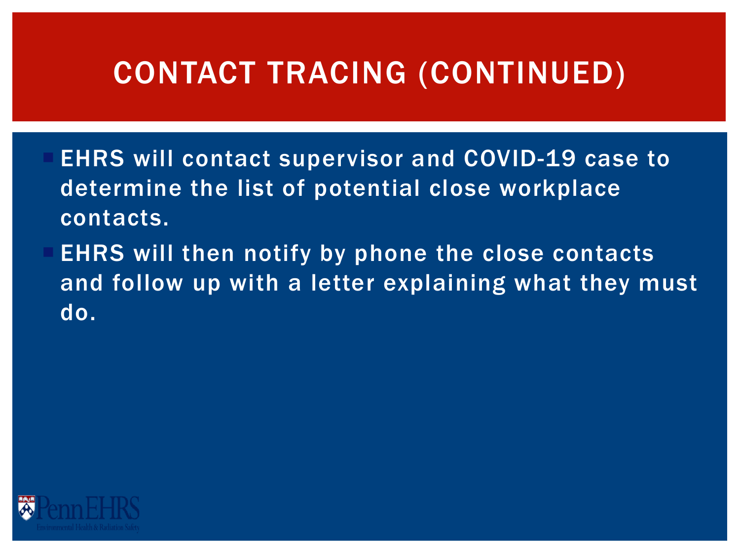# CONTACT TRACING (CONTINUED)

- EHRS will contact supervisor and COVID-19 case to determine the list of potential close workplace contacts.
- EHRS will then notify by phone the close contacts and follow up with a letter explaining what they must do.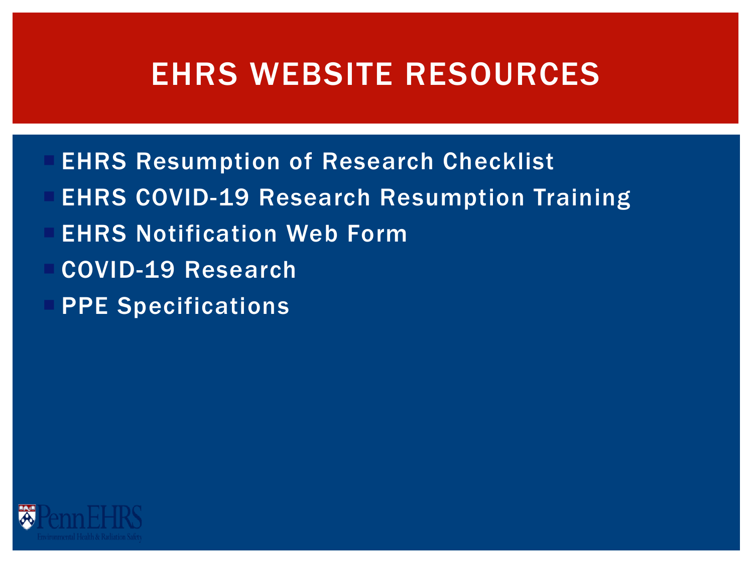# EHRS WEBSITE RESOURCES

- EHRS Resumption of Research Checklist
- EHRS COVID-19 Research Resumption Training
- EHRS Notification Web Form
- COVID-19 Research
- PPE Specifications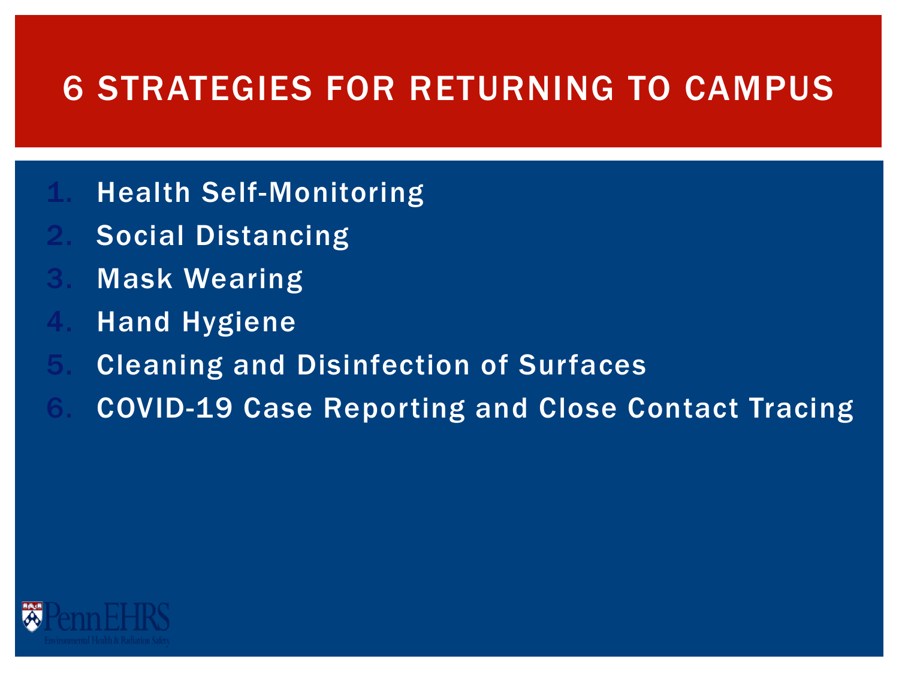# 6 STRATEGIES FOR RETURNING TO CAMPUS

1. Health Self-Monitoring
2. Social Distancing
3. Mask Wearing
4. Hand Hygiene
5. Cleaning and Disinfection of Surfaces
6. COVID-19 Case Reporting and Close Contact Tracing

PennEHRS
Environmental Health & Radiation Safety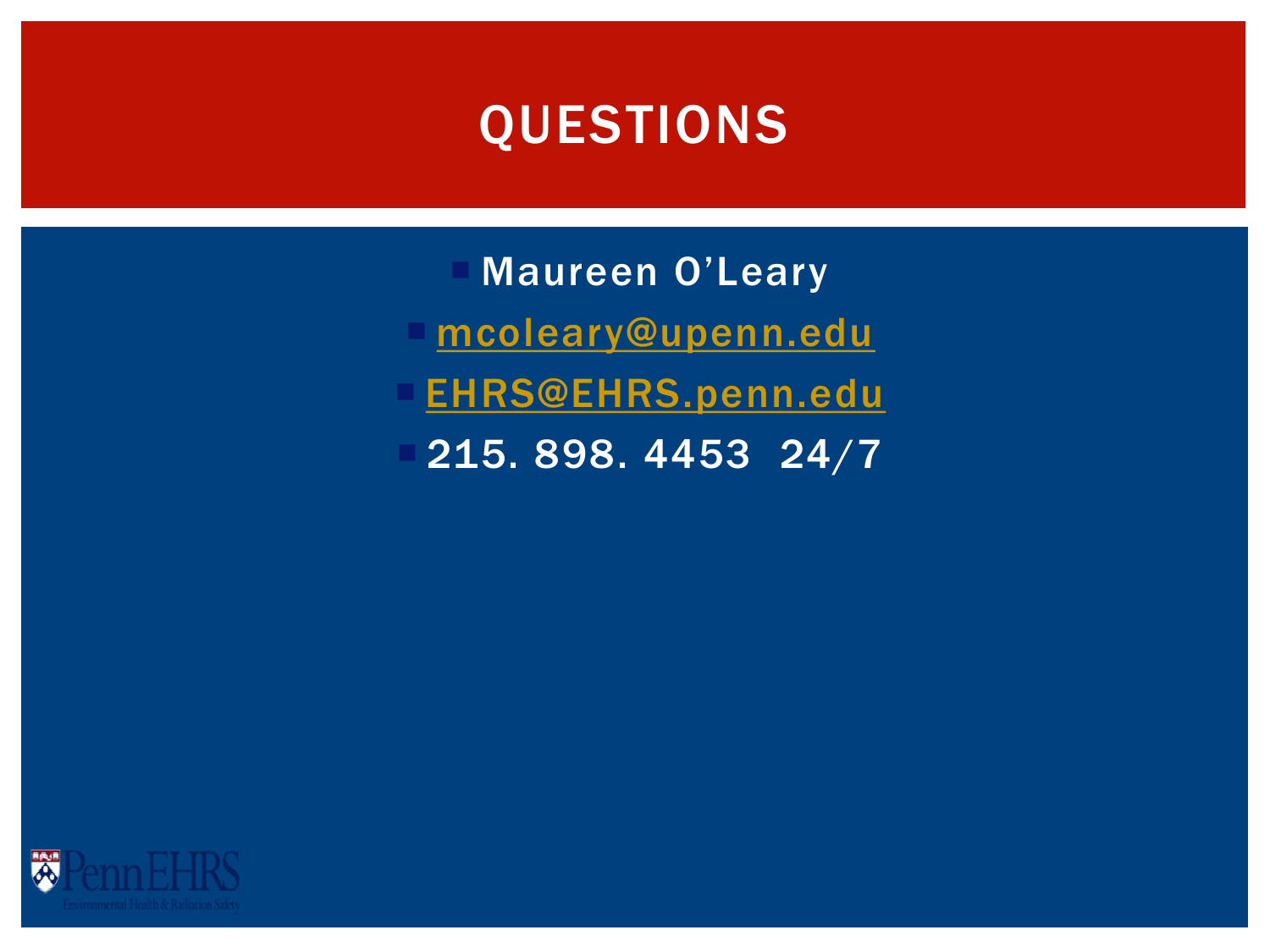# QUESTIONS

- Maureen O'Leary
- mcoleary@upenn.edu
- EHRS@EHRS.penn.edu
- 215. 898. 4453 24/7

PennEHRS
Environmental Health & Radiation Safety